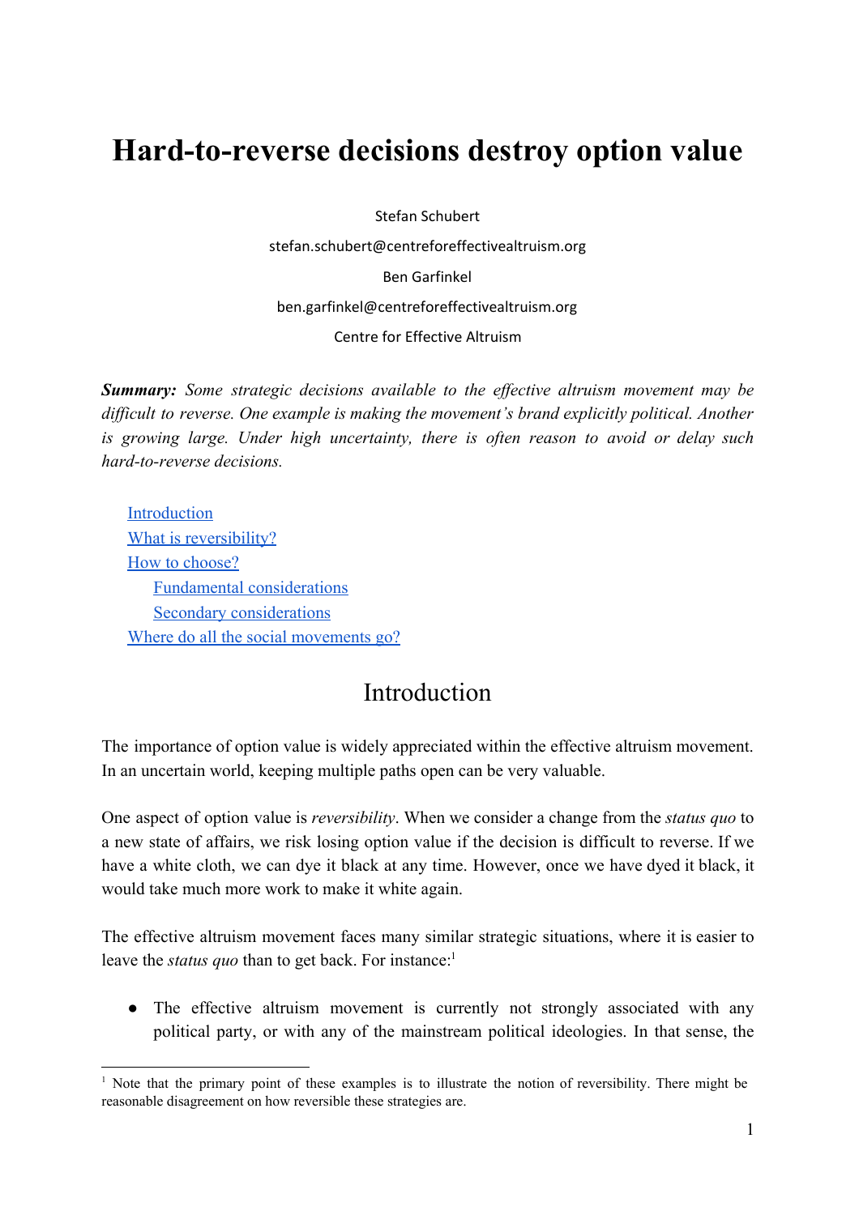# Hard-to-reverse decisions destroy option value

Stefan Schubert

stefan.schubert@centreforeffectivealtruism.org

Ben Garfinkel

ben.garfinkel@centreforeffectivealtruism.org

Centre for Effective Altruism

***Summary:*** *Some strategic decisions available to the effective altruism movement may be difficult to reverse. One example is making the movement's brand explicitly political. Another is growing large. Under high uncertainty, there is often reason to avoid or delay such hard-to-reverse decisions.*

- Introduction
- What is reversibility?
- How to choose?
    - Fundamental considerations
    - Secondary considerations
- Where do all the social movements go?

## Introduction

The importance of option value is widely appreciated within the effective altruism movement. In an uncertain world, keeping multiple paths open can be very valuable.

One aspect of option value is *reversibility*. When we consider a change from the *status quo* to a new state of affairs, we risk losing option value if the decision is difficult to reverse. If we have a white cloth, we can dye it black at any time. However, once we have dyed it black, it would take much more work to make it white again.

The effective altruism movement faces many similar strategic situations, where it is easier to leave the *status quo* than to get back. For instance:[1]

- The effective altruism movement is currently not strongly associated with any political party, or with any of the mainstream political ideologies. In that sense, the

[1] Note that the primary point of these examples is to illustrate the notion of reversibility. There might be reasonable disagreement on how reversible these strategies are.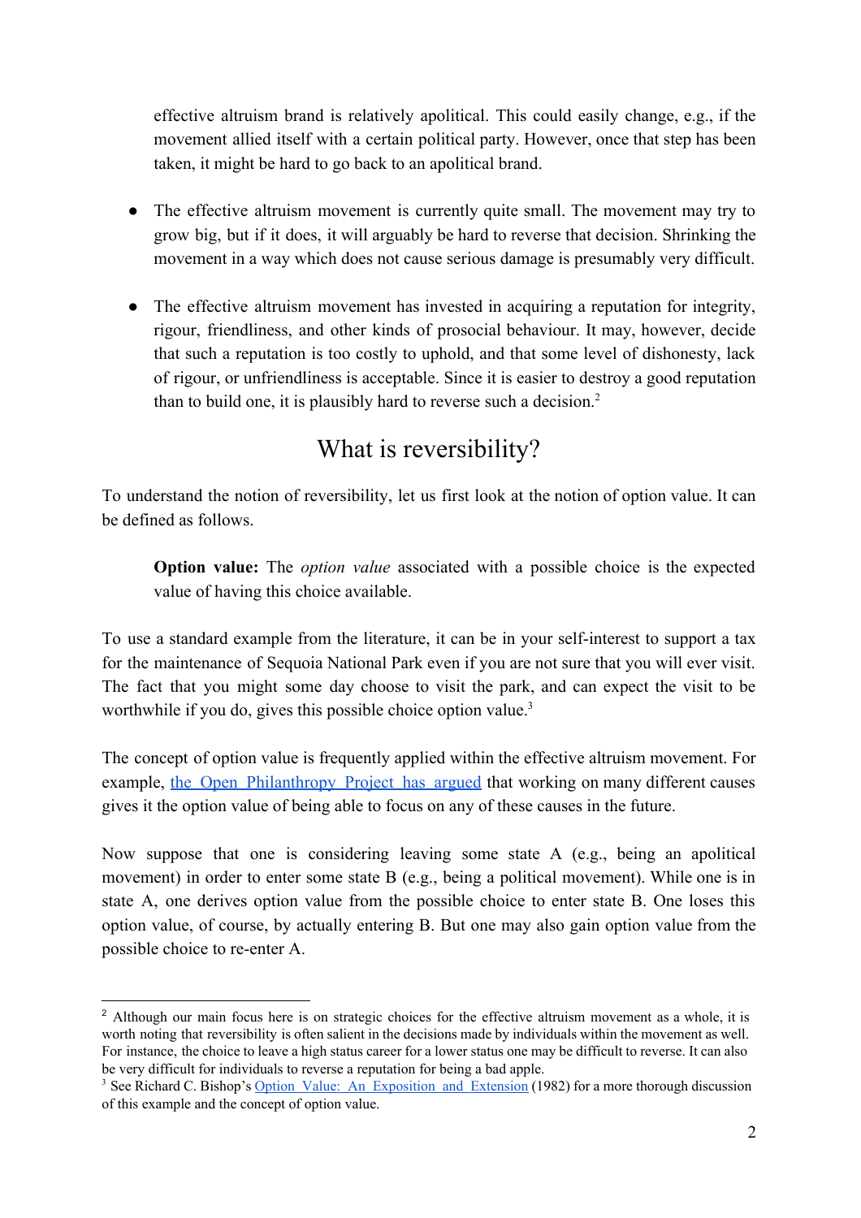effective altruism brand is relatively apolitical. This could easily change, e.g., if the movement allied itself with a certain political party. However, once that step has been taken, it might be hard to go back to an apolitical brand.

- The effective altruism movement is currently quite small. The movement may try to grow big, but if it does, it will arguably be hard to reverse that decision. Shrinking the movement in a way which does not cause serious damage is presumably very difficult.

- The effective altruism movement has invested in acquiring a reputation for integrity, rigour, friendliness, and other kinds of prosocial behaviour. It may, however, decide that such a reputation is too costly to uphold, and that some level of dishonesty, lack of rigour, or unfriendliness is acceptable. Since it is easier to destroy a good reputation than to build one, it is plausibly hard to reverse such a decision.[2]

## What is reversibility?

To understand the notion of reversibility, let us first look at the notion of option value. It can be defined as follows.

> **Option value:** The *option value* associated with a possible choice is the expected value of having this choice available.

To use a standard example from the literature, it can be in your self-interest to support a tax for the maintenance of Sequoia National Park even if you are not sure that you will ever visit. The fact that you might some day choose to visit the park, and can expect the visit to be worthwhile if you do, gives this possible choice option value.[3]

The concept of option value is frequently applied within the effective altruism movement. For example, the Open Philanthropy Project has argued that working on many different causes gives it the option value of being able to focus on any of these causes in the future.

Now suppose that one is considering leaving some state A (e.g., being an apolitical movement) in order to enter some state B (e.g., being a political movement). While one is in state A, one derives option value from the possible choice to enter state B. One loses this option value, of course, by actually entering B. But one may also gain option value from the possible choice to re-enter A.

[2] Although our main focus here is on strategic choices for the effective altruism movement as a whole, it is worth noting that reversibility is often salient in the decisions made by individuals within the movement as well. For instance, the choice to leave a high status career for a lower status one may be difficult to reverse. It can also be very difficult for individuals to reverse a reputation for being a bad apple.

[3] See Richard C. Bishop's Option Value: An Exposition and Extension (1982) for a more thorough discussion of this example and the concept of option value.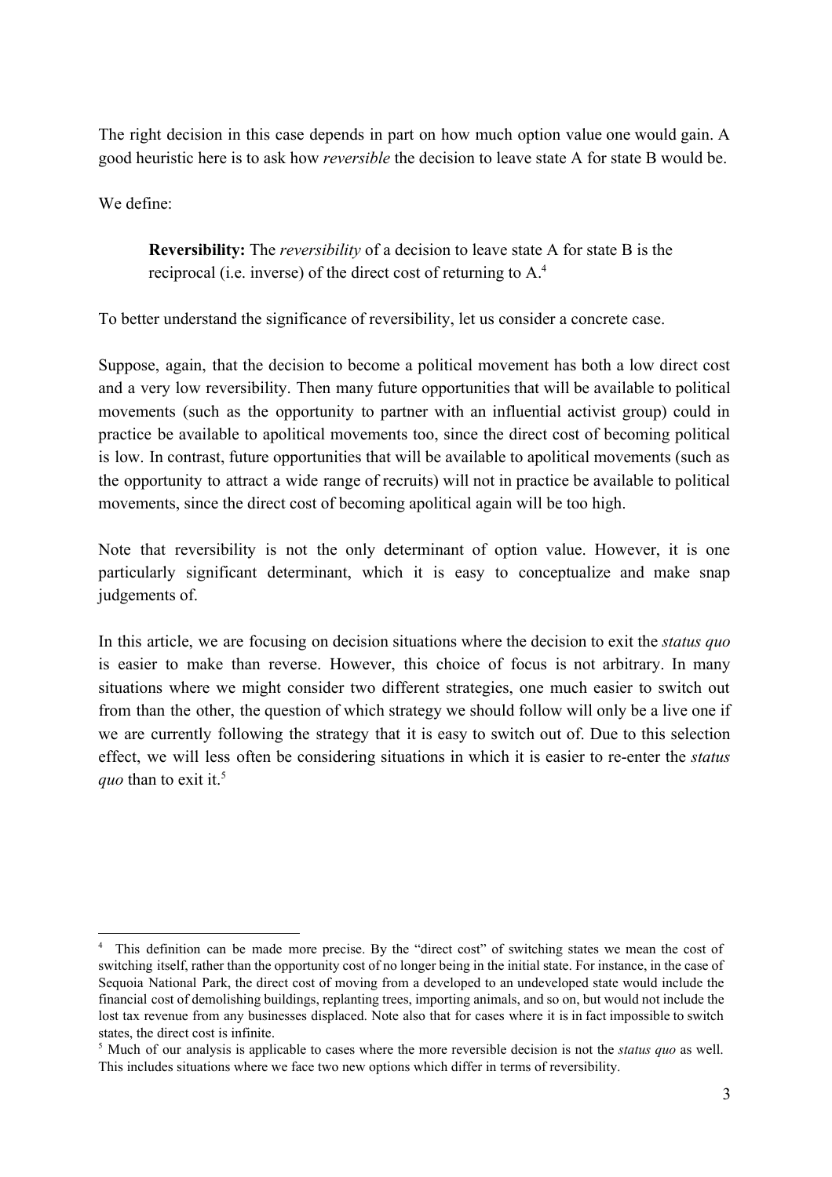The right decision in this case depends in part on how much option value one would gain. A good heuristic here is to ask how *reversible* the decision to leave state A for state B would be.

We define:

> **Reversibility:** The *reversibility* of a decision to leave state A for state B is the reciprocal (i.e. inverse) of the direct cost of returning to A.[4]

To better understand the significance of reversibility, let us consider a concrete case.

Suppose, again, that the decision to become a political movement has both a low direct cost and a very low reversibility. Then many future opportunities that will be available to political movements (such as the opportunity to partner with an influential activist group) could in practice be available to apolitical movements too, since the direct cost of becoming political is low. In contrast, future opportunities that will be available to apolitical movements (such as the opportunity to attract a wide range of recruits) will not in practice be available to political movements, since the direct cost of becoming apolitical again will be too high.

Note that reversibility is not the only determinant of option value. However, it is one particularly significant determinant, which it is easy to conceptualize and make snap judgements of.

In this article, we are focusing on decision situations where the decision to exit the *status quo* is easier to make than reverse. However, this choice of focus is not arbitrary. In many situations where we might consider two different strategies, one much easier to switch out from than the other, the question of which strategy we should follow will only be a live one if we are currently following the strategy that it is easy to switch out of. Due to this selection effect, we will less often be considering situations in which it is easier to re-enter the *status quo* than to exit it.[5]

---

[4] This definition can be made more precise. By the "direct cost" of switching states we mean the cost of switching itself, rather than the opportunity cost of no longer being in the initial state. For instance, in the case of Sequoia National Park, the direct cost of moving from a developed to an undeveloped state would include the financial cost of demolishing buildings, replanting trees, importing animals, and so on, but would not include the lost tax revenue from any businesses displaced. Note also that for cases where it is in fact impossible to switch states, the direct cost is infinite.

[5] Much of our analysis is applicable to cases where the more reversible decision is not the *status quo* as well. This includes situations where we face two new options which differ in terms of reversibility.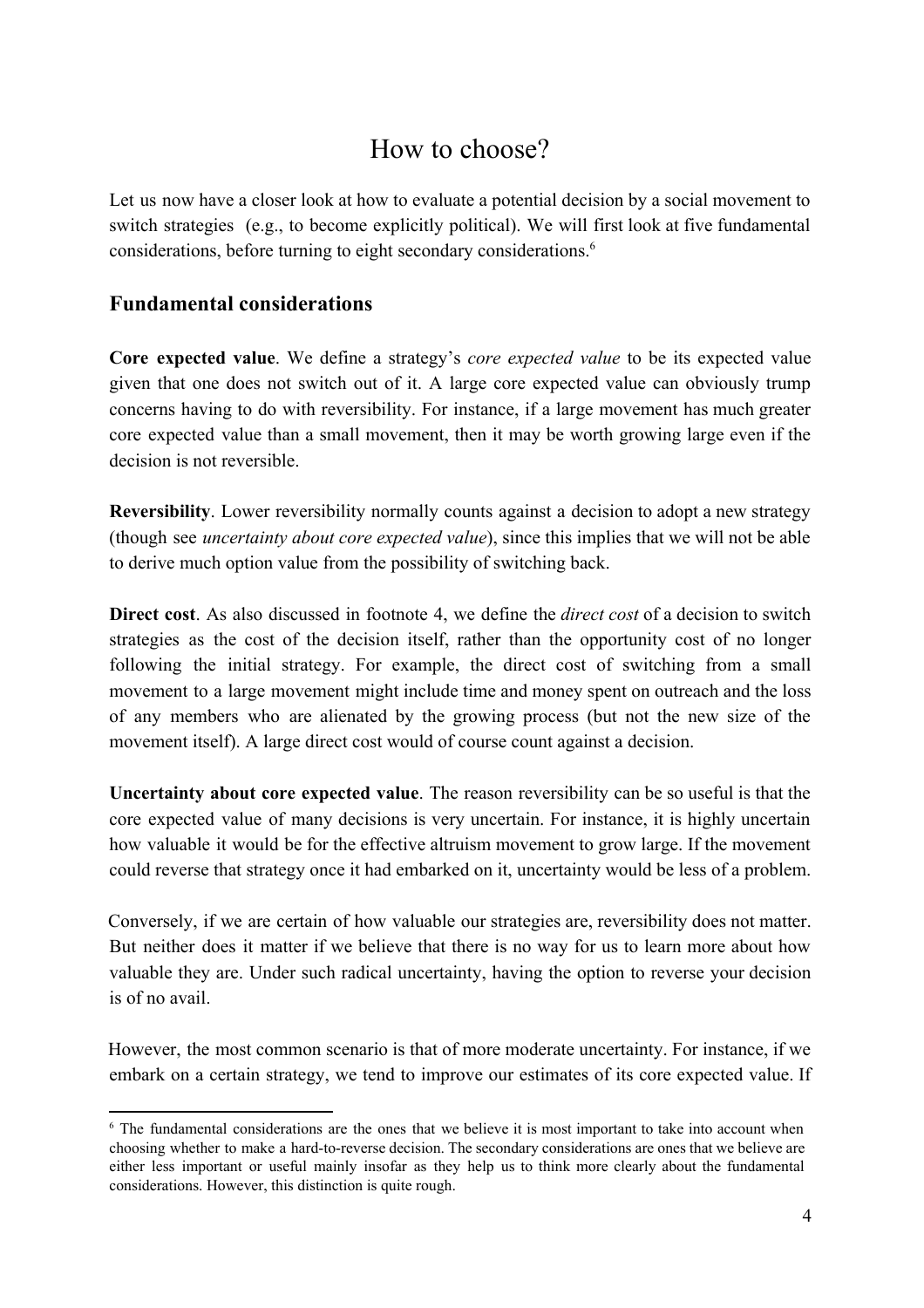# How to choose?

Let us now have a closer look at how to evaluate a potential decision by a social movement to switch strategies (e.g., to become explicitly political). We will first look at five fundamental considerations, before turning to eight secondary considerations.[6]

## Fundamental considerations

**Core expected value**. We define a strategy's *core expected value* to be its expected value given that one does not switch out of it. A large core expected value can obviously trump concerns having to do with reversibility. For instance, if a large movement has much greater core expected value than a small movement, then it may be worth growing large even if the decision is not reversible.

**Reversibility**. Lower reversibility normally counts against a decision to adopt a new strategy (though see *uncertainty about core expected value*), since this implies that we will not be able to derive much option value from the possibility of switching back.

**Direct cost**. As also discussed in footnote 4, we define the *direct cost* of a decision to switch strategies as the cost of the decision itself, rather than the opportunity cost of no longer following the initial strategy. For example, the direct cost of switching from a small movement to a large movement might include time and money spent on outreach and the loss of any members who are alienated by the growing process (but not the new size of the movement itself). A large direct cost would of course count against a decision.

**Uncertainty about core expected value**. The reason reversibility can be so useful is that the core expected value of many decisions is very uncertain. For instance, it is highly uncertain how valuable it would be for the effective altruism movement to grow large. If the movement could reverse that strategy once it had embarked on it, uncertainty would be less of a problem.

Conversely, if we are certain of how valuable our strategies are, reversibility does not matter. But neither does it matter if we believe that there is no way for us to learn more about how valuable they are. Under such radical uncertainty, having the option to reverse your decision is of no avail.

However, the most common scenario is that of more moderate uncertainty. For instance, if we embark on a certain strategy, we tend to improve our estimates of its core expected value. If

[6] The fundamental considerations are the ones that we believe it is most important to take into account when choosing whether to make a hard-to-reverse decision. The secondary considerations are ones that we believe are either less important or useful mainly insofar as they help us to think more clearly about the fundamental considerations. However, this distinction is quite rough.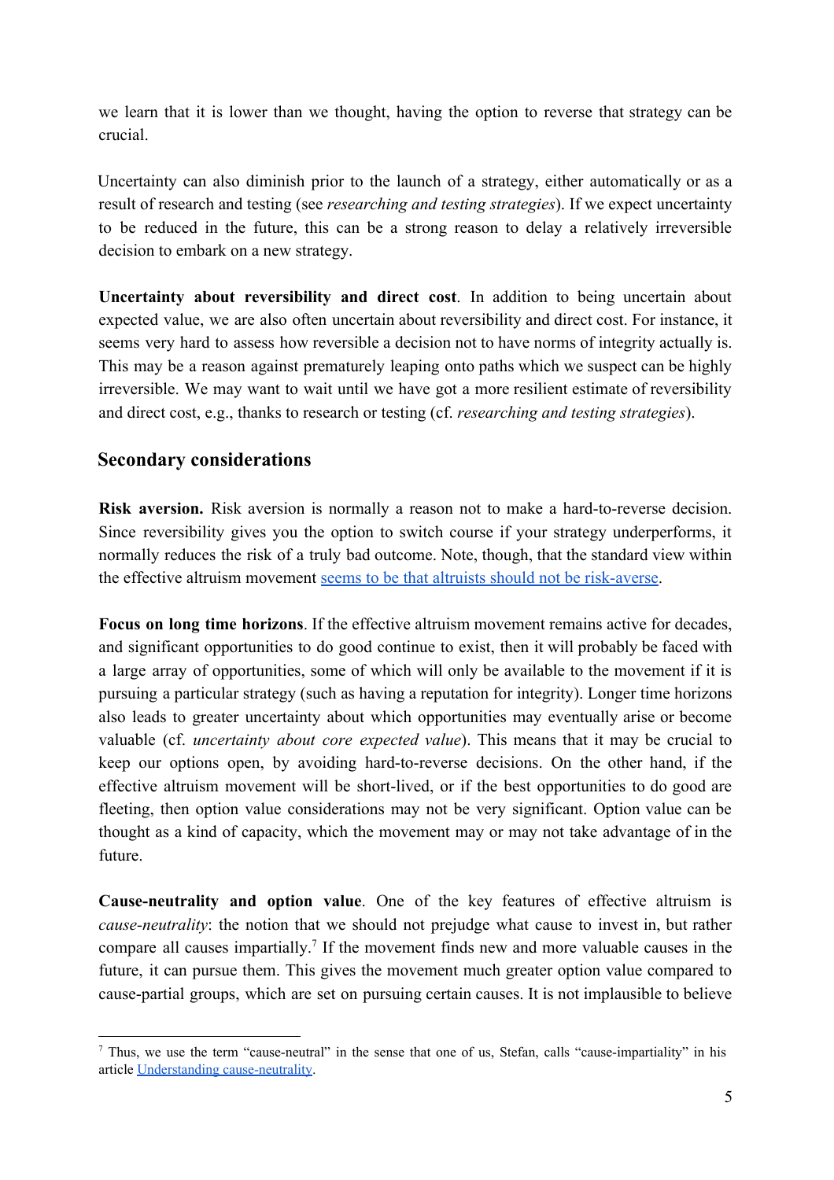we learn that it is lower than we thought, having the option to reverse that strategy can be crucial.

Uncertainty can also diminish prior to the launch of a strategy, either automatically or as a result of research and testing (see *researching and testing strategies*). If we expect uncertainty to be reduced in the future, this can be a strong reason to delay a relatively irreversible decision to embark on a new strategy.

**Uncertainty about reversibility and direct cost**. In addition to being uncertain about expected value, we are also often uncertain about reversibility and direct cost. For instance, it seems very hard to assess how reversible a decision not to have norms of integrity actually is. This may be a reason against prematurely leaping onto paths which we suspect can be highly irreversible. We may want to wait until we have got a more resilient estimate of reversibility and direct cost, e.g., thanks to research or testing (cf. *researching and testing strategies*).

## Secondary considerations

**Risk aversion.** Risk aversion is normally a reason not to make a hard-to-reverse decision. Since reversibility gives you the option to switch course if your strategy underperforms, it normally reduces the risk of a truly bad outcome. Note, though, that the standard view within the effective altruism movement [seems to be that altruists should not be risk-averse](#).

**Focus on long time horizons**. If the effective altruism movement remains active for decades, and significant opportunities to do good continue to exist, then it will probably be faced with a large array of opportunities, some of which will only be available to the movement if it is pursuing a particular strategy (such as having a reputation for integrity). Longer time horizons also leads to greater uncertainty about which opportunities may eventually arise or become valuable (cf. *uncertainty about core expected value*). This means that it may be crucial to keep our options open, by avoiding hard-to-reverse decisions. On the other hand, if the effective altruism movement will be short-lived, or if the best opportunities to do good are fleeting, then option value considerations may not be very significant. Option value can be thought as a kind of capacity, which the movement may or may not take advantage of in the future.

**Cause-neutrality and option value**. One of the key features of effective altruism is *cause-neutrality*: the notion that we should not prejudge what cause to invest in, but rather compare all causes impartially.[7] If the movement finds new and more valuable causes in the future, it can pursue them. This gives the movement much greater option value compared to cause-partial groups, which are set on pursuing certain causes. It is not implausible to believe

[7] Thus, we use the term "cause-neutral" in the sense that one of us, Stefan, calls "cause-impartiality" in his article [Understanding cause-neutrality](#).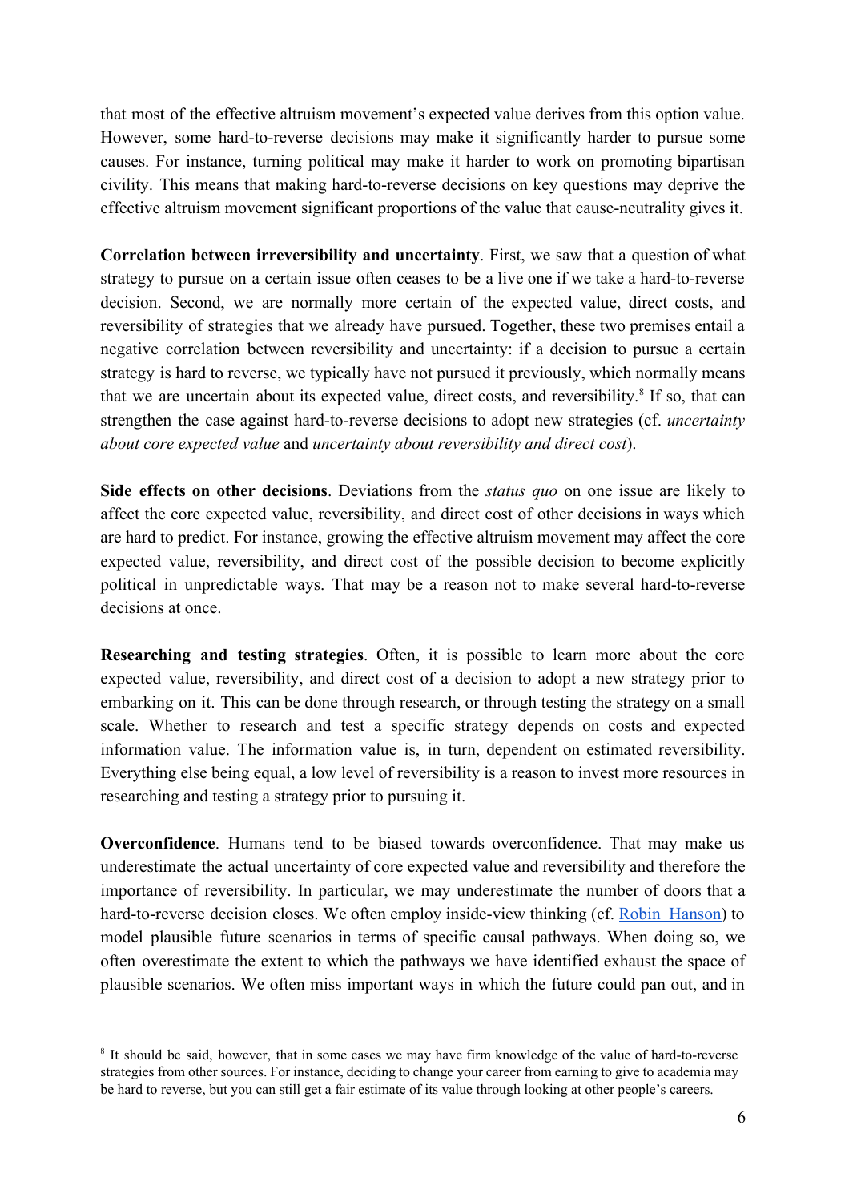that most of the effective altruism movement's expected value derives from this option value. However, some hard-to-reverse decisions may make it significantly harder to pursue some causes. For instance, turning political may make it harder to work on promoting bipartisan civility. This means that making hard-to-reverse decisions on key questions may deprive the effective altruism movement significant proportions of the value that cause-neutrality gives it.

**Correlation between irreversibility and uncertainty**. First, we saw that a question of what strategy to pursue on a certain issue often ceases to be a live one if we take a hard-to-reverse decision. Second, we are normally more certain of the expected value, direct costs, and reversibility of strategies that we already have pursued. Together, these two premises entail a negative correlation between reversibility and uncertainty: if a decision to pursue a certain strategy is hard to reverse, we typically have not pursued it previously, which normally means that we are uncertain about its expected value, direct costs, and reversibility.[8] If so, that can strengthen the case against hard-to-reverse decisions to adopt new strategies (cf. *uncertainty about core expected value* and *uncertainty about reversibility and direct cost*).

**Side effects on other decisions**. Deviations from the *status quo* on one issue are likely to affect the core expected value, reversibility, and direct cost of other decisions in ways which are hard to predict. For instance, growing the effective altruism movement may affect the core expected value, reversibility, and direct cost of the possible decision to become explicitly political in unpredictable ways. That may be a reason not to make several hard-to-reverse decisions at once.

**Researching and testing strategies**. Often, it is possible to learn more about the core expected value, reversibility, and direct cost of a decision to adopt a new strategy prior to embarking on it. This can be done through research, or through testing the strategy on a small scale. Whether to research and test a specific strategy depends on costs and expected information value. The information value is, in turn, dependent on estimated reversibility. Everything else being equal, a low level of reversibility is a reason to invest more resources in researching and testing a strategy prior to pursuing it.

**Overconfidence**. Humans tend to be biased towards overconfidence. That may make us underestimate the actual uncertainty of core expected value and reversibility and therefore the importance of reversibility. In particular, we may underestimate the number of doors that a hard-to-reverse decision closes. We often employ inside-view thinking (cf. Robin Hanson) to model plausible future scenarios in terms of specific causal pathways. When doing so, we often overestimate the extent to which the pathways we have identified exhaust the space of plausible scenarios. We often miss important ways in which the future could pan out, and in

[8] It should be said, however, that in some cases we may have firm knowledge of the value of hard-to-reverse strategies from other sources. For instance, deciding to change your career from earning to give to academia may be hard to reverse, but you can still get a fair estimate of its value through looking at other people's careers.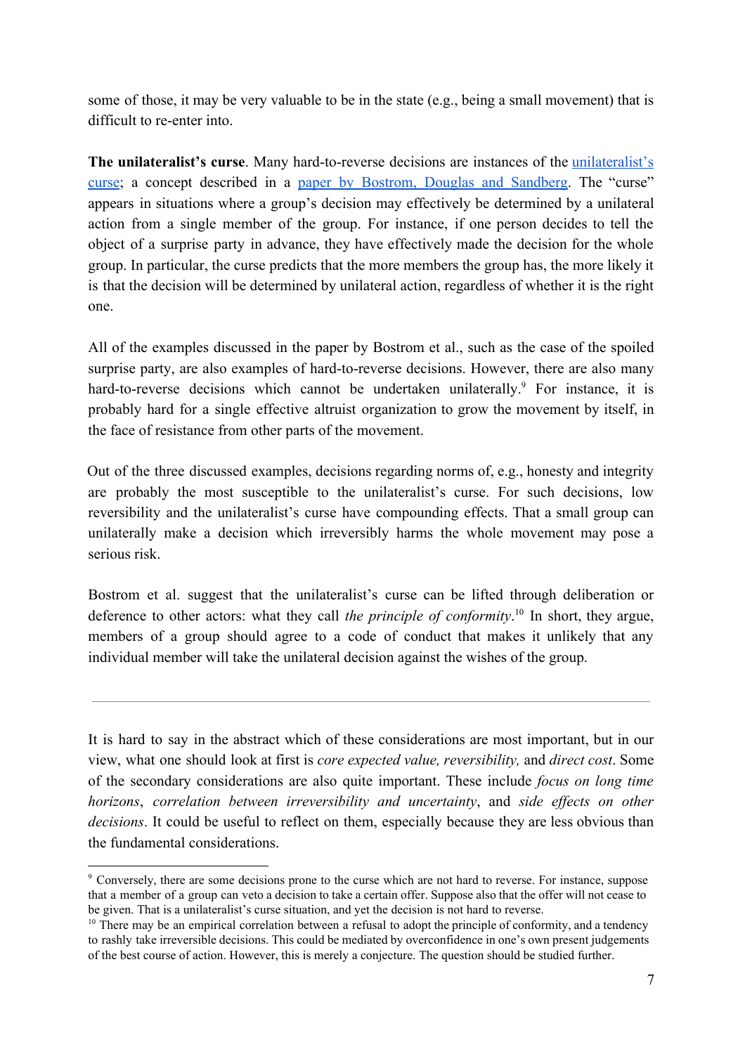some of those, it may be very valuable to be in the state (e.g., being a small movement) that is difficult to re-enter into.

**The unilateralist's curse**. Many hard-to-reverse decisions are instances of the unilateralist's curse; a concept described in a paper by Bostrom, Douglas and Sandberg. The "curse" appears in situations where a group's decision may effectively be determined by a unilateral action from a single member of the group. For instance, if one person decides to tell the object of a surprise party in advance, they have effectively made the decision for the whole group. In particular, the curse predicts that the more members the group has, the more likely it is that the decision will be determined by unilateral action, regardless of whether it is the right one.

All of the examples discussed in the paper by Bostrom et al., such as the case of the spoiled surprise party, are also examples of hard-to-reverse decisions. However, there are also many hard-to-reverse decisions which cannot be undertaken unilaterally.[9] For instance, it is probably hard for a single effective altruist organization to grow the movement by itself, in the face of resistance from other parts of the movement.

Out of the three discussed examples, decisions regarding norms of, e.g., honesty and integrity are probably the most susceptible to the unilateralist's curse. For such decisions, low reversibility and the unilateralist's curse have compounding effects. That a small group can unilaterally make a decision which irreversibly harms the whole movement may pose a serious risk.

Bostrom et al. suggest that the unilateralist's curse can be lifted through deliberation or deference to other actors: what they call *the principle of conformity*.[10] In short, they argue, members of a group should agree to a code of conduct that makes it unlikely that any individual member will take the unilateral decision against the wishes of the group.

---

It is hard to say in the abstract which of these considerations are most important, but in our view, what one should look at first is *core expected value, reversibility,* and *direct cost*. Some of the secondary considerations are also quite important. These include *focus on long time horizons*, *correlation between irreversibility and uncertainty*, and *side effects on other decisions*. It could be useful to reflect on them, especially because they are less obvious than the fundamental considerations.

---

[9] Conversely, there are some decisions prone to the curse which are not hard to reverse. For instance, suppose that a member of a group can veto a decision to take a certain offer. Suppose also that the offer will not cease to be given. That is a unilateralist's curse situation, and yet the decision is not hard to reverse.

[10] There may be an empirical correlation between a refusal to adopt the principle of conformity, and a tendency to rashly take irreversible decisions. This could be mediated by overconfidence in one's own present judgements of the best course of action. However, this is merely a conjecture. The question should be studied further.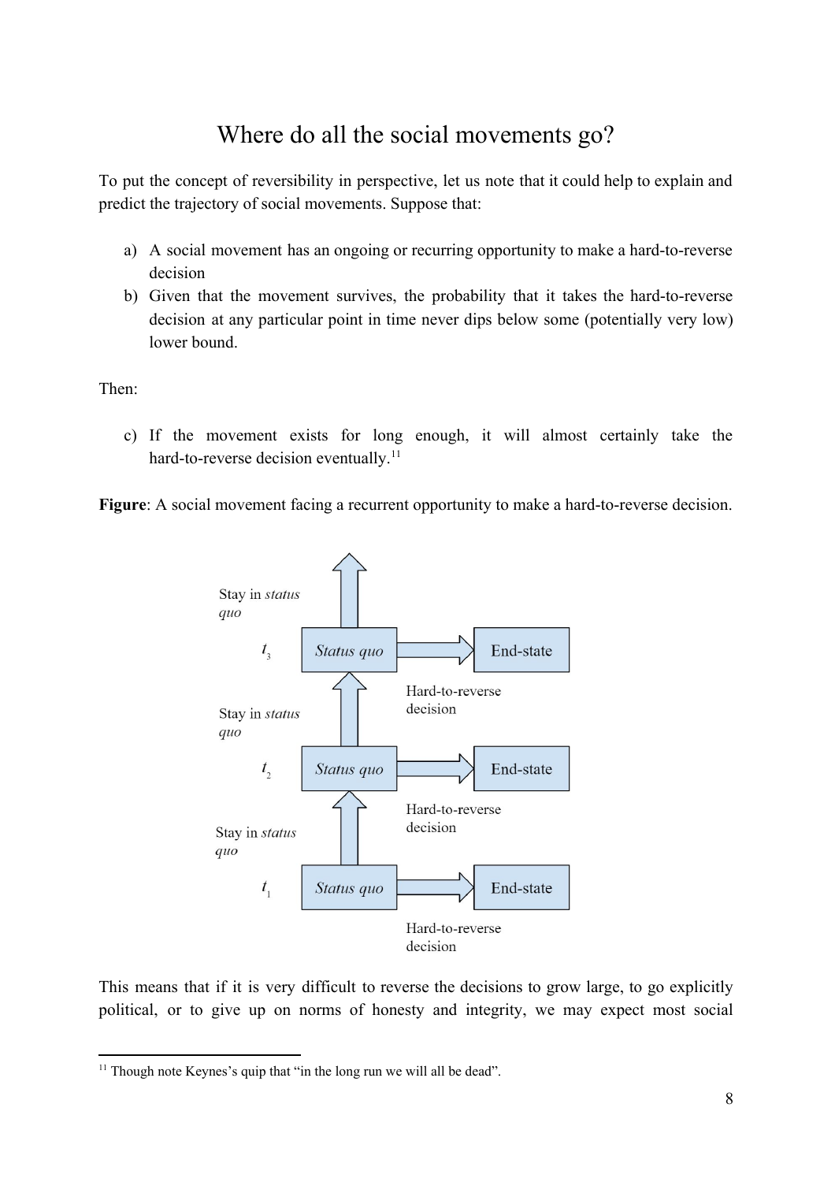# Where do all the social movements go?

To put the concept of reversibility in perspective, let us note that it could help to explain and predict the trajectory of social movements. Suppose that:

a) A social movement has an ongoing or recurring opportunity to make a hard-to-reverse decision
b) Given that the movement survives, the probability that it takes the hard-to-reverse decision at any particular point in time never dips below some (potentially very low) lower bound.

Then:

c) If the movement exists for long enough, it will almost certainly take the hard-to-reverse decision eventually.[11]

**Figure**: A social movement facing a recurrent opportunity to make a hard-to-reverse decision.

Stay in *status quo*

$t_3$ *Status quo* End-state

Hard-to-reverse decision

Stay in *status quo*

$t_2$ *Status quo* End-state

Hard-to-reverse decision

Stay in *status quo*

$t_1$ *Status quo* End-state

Hard-to-reverse decision

This means that if it is very difficult to reverse the decisions to grow large, to go explicitly political, or to give up on norms of honesty and integrity, we may expect most social

[11] Though note Keynes's quip that "in the long run we will all be dead".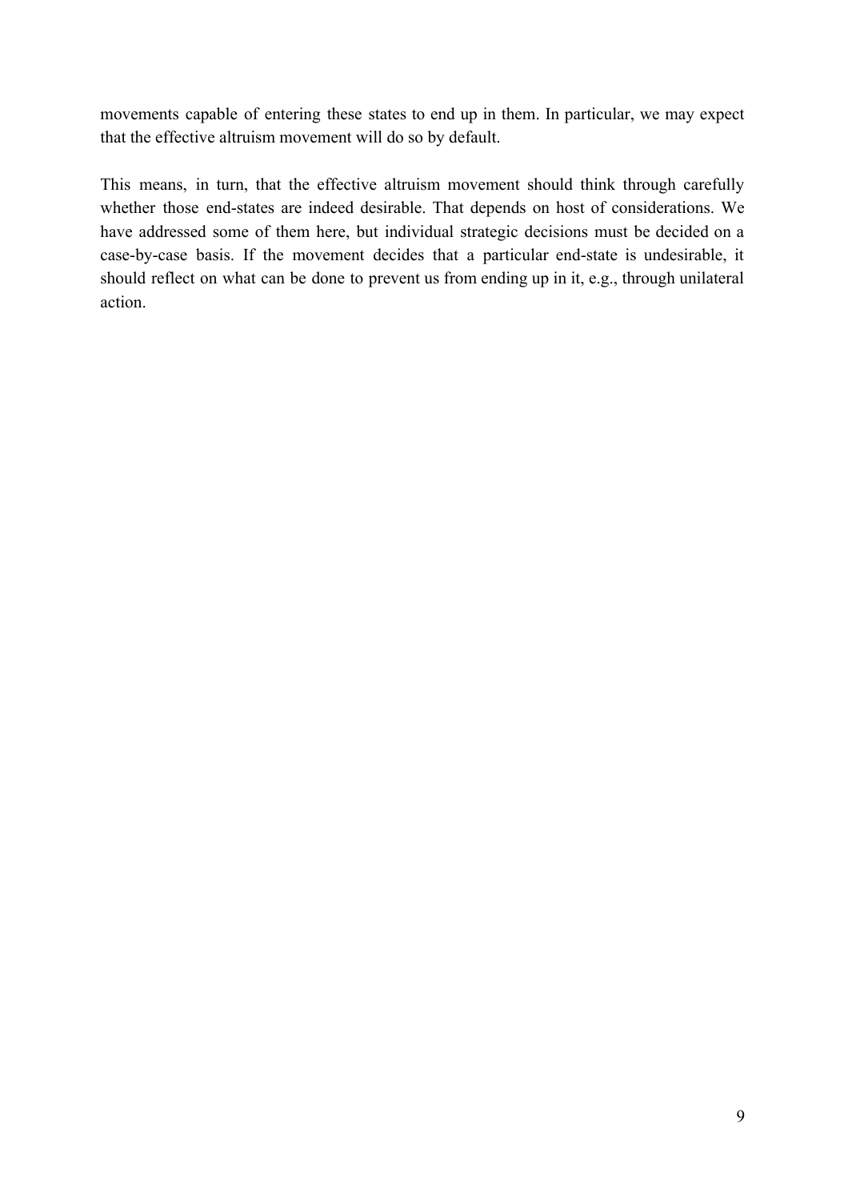movements capable of entering these states to end up in them. In particular, we may expect that the effective altruism movement will do so by default.

This means, in turn, that the effective altruism movement should think through carefully whether those end-states are indeed desirable. That depends on host of considerations. We have addressed some of them here, but individual strategic decisions must be decided on a case-by-case basis. If the movement decides that a particular end-state is undesirable, it should reflect on what can be done to prevent us from ending up in it, e.g., through unilateral action.